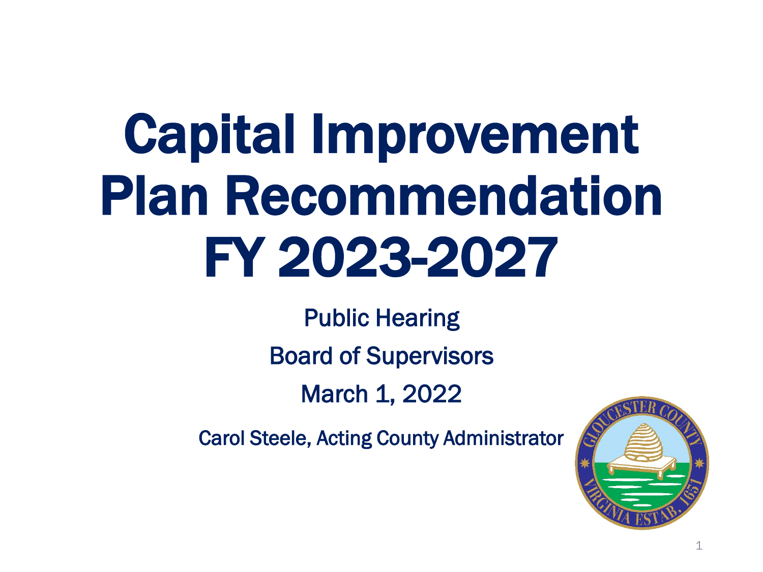# Capital Improvement Plan Recommendation FY 2023-2027

Public Hearing

Board of Supervisors

March 1, 2022

Carol Steele, Acting County Administrator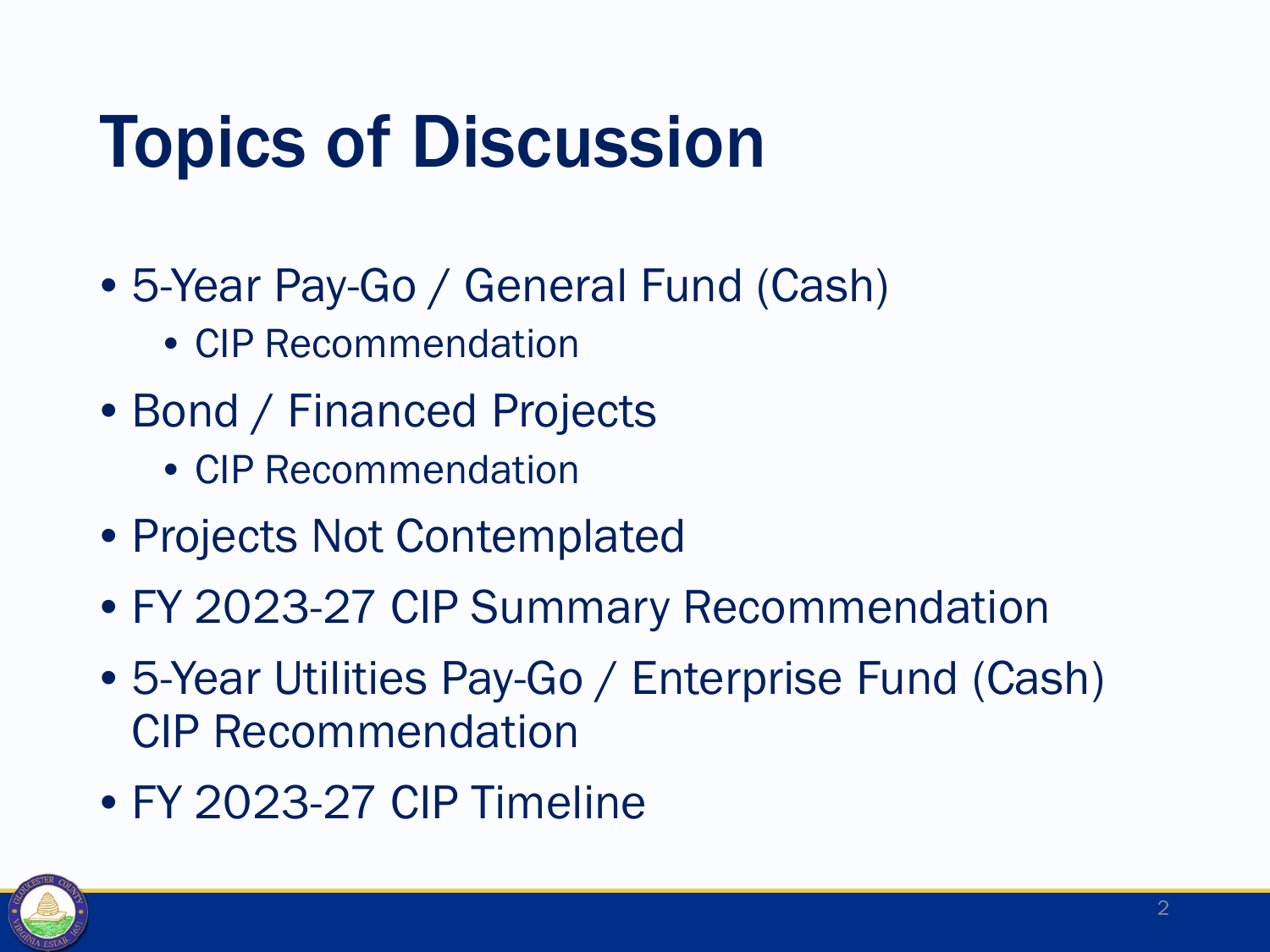# Topics of Discussion

- 5-Year Pay-Go / General Fund (Cash)
  - CIP Recommendation
- Bond / Financed Projects
  - CIP Recommendation
- Projects Not Contemplated
- FY 2023-27 CIP Summary Recommendation
- 5-Year Utilities Pay-Go / Enterprise Fund (Cash) CIP Recommendation
- FY 2023-27 CIP Timeline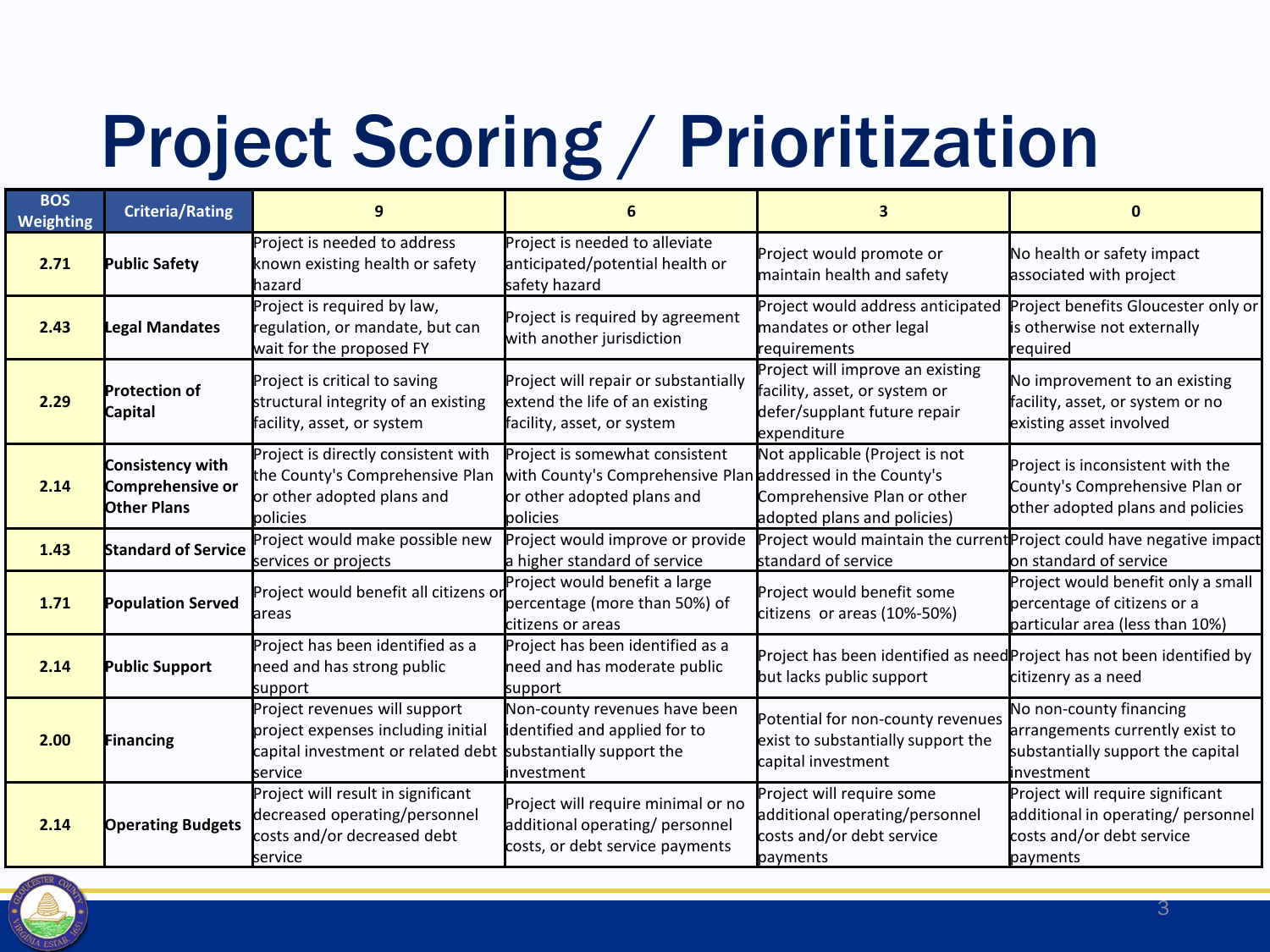# Project Scoring / Prioritization

| BOS Weighting | Criteria/Rating | 9 | 6 | 3 | 0 |
|---|---|---|---|---|---|
| 2.71 | **Public Safety** | Project is needed to address known existing health or safety hazard | Project is needed to alleviate anticipated/potential health or safety hazard | Project would promote or maintain health and safety | No health or safety impact associated with project |
| 2.43 | **Legal Mandates** | Project is required by law, regulation, or mandate, but can wait for the proposed FY | Project is required by agreement with another jurisdiction | Project would address anticipated mandates or other legal requirements | Project benefits Gloucester only or is otherwise not externally required |
| 2.29 | **Protection of Capital** | Project is critical to saving structural integrity of an existing facility, asset, or system | Project will repair or substantially extend the life of an existing facility, asset, or system | Project will improve an existing facility, asset, or system or defer/supplant future repair expenditure | No improvement to an existing facility, asset, or system or no existing asset involved |
| 2.14 | **Consistency with Comprehensive or Other Plans** | Project is directly consistent with the County's Comprehensive Plan or other adopted plans and policies | Project is somewhat consistent with County's Comprehensive Plan or other adopted plans and policies | Not applicable (Project is not addressed in the County's Comprehensive Plan or other adopted plans and policies) | Project is inconsistent with the County's Comprehensive Plan or other adopted plans and policies |
| 1.43 | **Standard of Service** | Project would make possible new services or projects | Project would improve or provide a higher standard of service | Project would maintain the current standard of service | Project could have negative impact on standard of service |
| 1.71 | **Population Served** | Project would benefit all citizens or areas | Project would benefit a large percentage (more than 50%) of citizens or areas | Project would benefit some citizens or areas (10%-50%) | Project would benefit only a small percentage of citizens or a particular area (less than 10%) |
| 2.14 | **Public Support** | Project has been identified as a need and has strong public support | Project has been identified as a need and has moderate public support | Project has been identified as need but lacks public support | Project has not been identified by citizenry as a need |
| 2.00 | **Financing** | Project revenues will support project expenses including initial capital investment or related debt service | Non-county revenues have been identified and applied for to substantially support the investment | Potential for non-county revenues exist to substantially support the capital investment | No non-county financing arrangements currently exist to substantially support the capital investment |
| 2.14 | **Operating Budgets** | Project will result in significant decreased operating/personnel costs and/or decreased debt service | Project will require minimal or no additional operating/ personnel costs, or debt service payments | Project will require some additional operating/personnel costs and/or debt service payments | Project will require significant additional in operating/ personnel costs and/or debt service payments |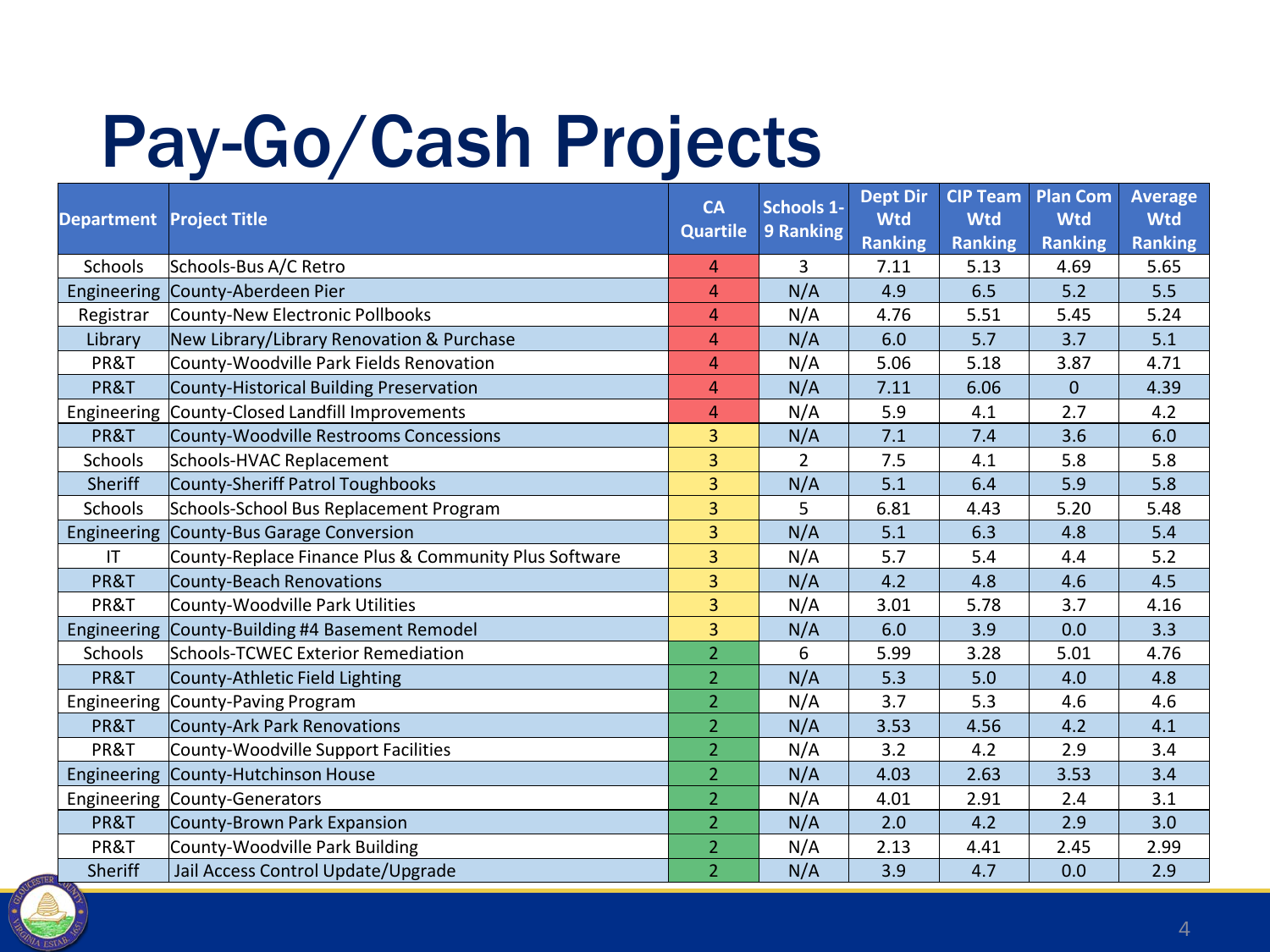# Pay-Go/Cash Projects

| Department | Project Title | CA Quartile | Schools 1-9 Ranking | Dept Dir Wtd Ranking | CIP Team Wtd Ranking | Plan Com Wtd Ranking | Average Wtd Ranking |
|---|---|---|---|---|---|---|---|
| Schools | Schools-Bus A/C Retro | 4 | 3 | 7.11 | 5.13 | 4.69 | 5.65 |
| Engineering | County-Aberdeen Pier | 4 | N/A | 4.9 | 6.5 | 5.2 | 5.5 |
| Registrar | County-New Electronic Pollbooks | 4 | N/A | 4.76 | 5.51 | 5.45 | 5.24 |
| Library | New Library/Library Renovation & Purchase | 4 | N/A | 6.0 | 5.7 | 3.7 | 5.1 |
| PR&T | County-Woodville Park Fields Renovation | 4 | N/A | 5.06 | 5.18 | 3.87 | 4.71 |
| PR&T | County-Historical Building Preservation | 4 | N/A | 7.11 | 6.06 | 0 | 4.39 |
| Engineering | County-Closed Landfill Improvements | 4 | N/A | 5.9 | 4.1 | 2.7 | 4.2 |
| PR&T | County-Woodville Restrooms Concessions | 3 | N/A | 7.1 | 7.4 | 3.6 | 6.0 |
| Schools | Schools-HVAC Replacement | 3 | 2 | 7.5 | 4.1 | 5.8 | 5.8 |
| Sheriff | County-Sheriff Patrol Toughbooks | 3 | N/A | 5.1 | 6.4 | 5.9 | 5.8 |
| Schools | Schools-School Bus Replacement Program | 3 | 5 | 6.81 | 4.43 | 5.20 | 5.48 |
| Engineering | County-Bus Garage Conversion | 3 | N/A | 5.1 | 6.3 | 4.8 | 5.4 |
| IT | County-Replace Finance Plus & Community Plus Software | 3 | N/A | 5.7 | 5.4 | 4.4 | 5.2 |
| PR&T | County-Beach Renovations | 3 | N/A | 4.2 | 4.8 | 4.6 | 4.5 |
| PR&T | County-Woodville Park Utilities | 3 | N/A | 3.01 | 5.78 | 3.7 | 4.16 |
| Engineering | County-Building #4 Basement Remodel | 3 | N/A | 6.0 | 3.9 | 0.0 | 3.3 |
| Schools | Schools-TCWEC Exterior Remediation | 2 | 6 | 5.99 | 3.28 | 5.01 | 4.76 |
| PR&T | County-Athletic Field Lighting | 2 | N/A | 5.3 | 5.0 | 4.0 | 4.8 |
| Engineering | County-Paving Program | 2 | N/A | 3.7 | 5.3 | 4.6 | 4.6 |
| PR&T | County-Ark Park Renovations | 2 | N/A | 3.53 | 4.56 | 4.2 | 4.1 |
| PR&T | County-Woodville Support Facilities | 2 | N/A | 3.2 | 4.2 | 2.9 | 3.4 |
| Engineering | County-Hutchinson House | 2 | N/A | 4.03 | 2.63 | 3.53 | 3.4 |
| Engineering | County-Generators | 2 | N/A | 4.01 | 2.91 | 2.4 | 3.1 |
| PR&T | County-Brown Park Expansion | 2 | N/A | 2.0 | 4.2 | 2.9 | 3.0 |
| PR&T | County-Woodville Park Building | 2 | N/A | 2.13 | 4.41 | 2.45 | 2.99 |
| Sheriff | Jail Access Control Update/Upgrade | 2 | N/A | 3.9 | 4.7 | 0.0 | 2.9 |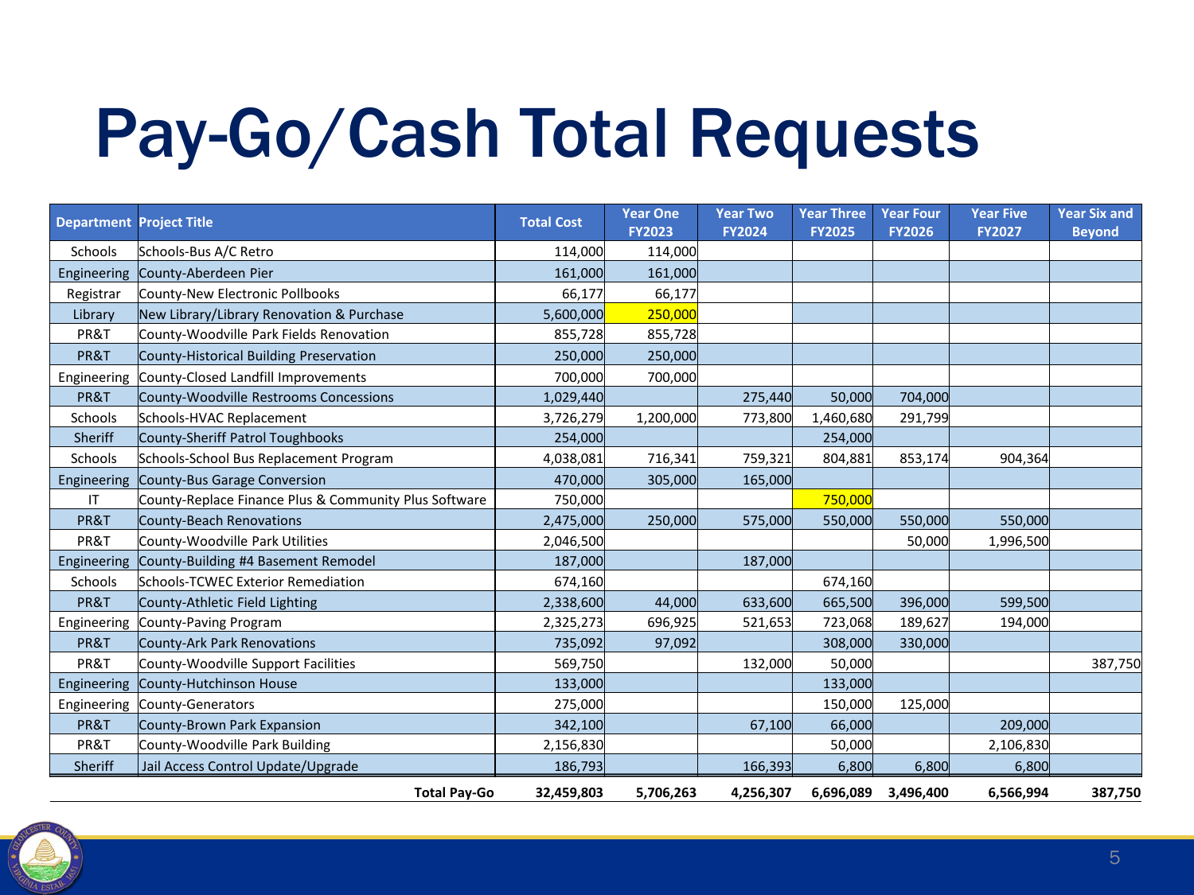# Pay-Go/Cash Total Requests

| Department | Project Title | Total Cost | Year One FY2023 | Year Two FY2024 | Year Three FY2025 | Year Four FY2026 | Year Five FY2027 | Year Six and Beyond |
|---|---|---|---|---|---|---|---|---|
| Schools | Schools-Bus A/C Retro | 114,000 | 114,000 | | | | | |
| Engineering | County-Aberdeen Pier | 161,000 | 161,000 | | | | | |
| Registrar | County-New Electronic Pollbooks | 66,177 | 66,177 | | | | | |
| Library | New Library/Library Renovation & Purchase | 5,600,000 | 250,000 | | | | | |
| PR&T | County-Woodville Park Fields Renovation | 855,728 | 855,728 | | | | | |
| PR&T | County-Historical Building Preservation | 250,000 | 250,000 | | | | | |
| Engineering | County-Closed Landfill Improvements | 700,000 | 700,000 | | | | | |
| PR&T | County-Woodville Restrooms Concessions | 1,029,440 | | 275,440 | 50,000 | 704,000 | | |
| Schools | Schools-HVAC Replacement | 3,726,279 | 1,200,000 | 773,800 | 1,460,680 | 291,799 | | |
| Sheriff | County-Sheriff Patrol Toughbooks | 254,000 | | | 254,000 | | | |
| Schools | Schools-School Bus Replacement Program | 4,038,081 | 716,341 | 759,321 | 804,881 | 853,174 | 904,364 | |
| Engineering | County-Bus Garage Conversion | 470,000 | 305,000 | 165,000 | | | | |
| IT | County-Replace Finance Plus & Community Plus Software | 750,000 | | | 750,000 | | | |
| PR&T | County-Beach Renovations | 2,475,000 | 250,000 | 575,000 | 550,000 | 550,000 | 550,000 | |
| PR&T | County-Woodville Park Utilities | 2,046,500 | | | | 50,000 | 1,996,500 | |
| Engineering | County-Building #4 Basement Remodel | 187,000 | | 187,000 | | | | |
| Schools | Schools-TCWEC Exterior Remediation | 674,160 | | | 674,160 | | | |
| PR&T | County-Athletic Field Lighting | 2,338,600 | 44,000 | 633,600 | 665,500 | 396,000 | 599,500 | |
| Engineering | County-Paving Program | 2,325,273 | 696,925 | 521,653 | 723,068 | 189,627 | 194,000 | |
| PR&T | County-Ark Park Renovations | 735,092 | 97,092 | | 308,000 | 330,000 | | |
| PR&T | County-Woodville Support Facilities | 569,750 | | 132,000 | 50,000 | | | 387,750 |
| Engineering | County-Hutchinson House | 133,000 | | | 133,000 | | | |
| Engineering | County-Generators | 275,000 | | | 150,000 | 125,000 | | |
| PR&T | County-Brown Park Expansion | 342,100 | | 67,100 | 66,000 | | 209,000 | |
| PR&T | County-Woodville Park Building | 2,156,830 | | | 50,000 | | 2,106,830 | |
| Sheriff | Jail Access Control Update/Upgrade | 186,793 | | 166,393 | 6,800 | 6,800 | 6,800 | |
| | **Total Pay-Go** | **32,459,803** | **5,706,263** | **4,256,307** | **6,696,089** | **3,496,400** | **6,566,994** | **387,750** |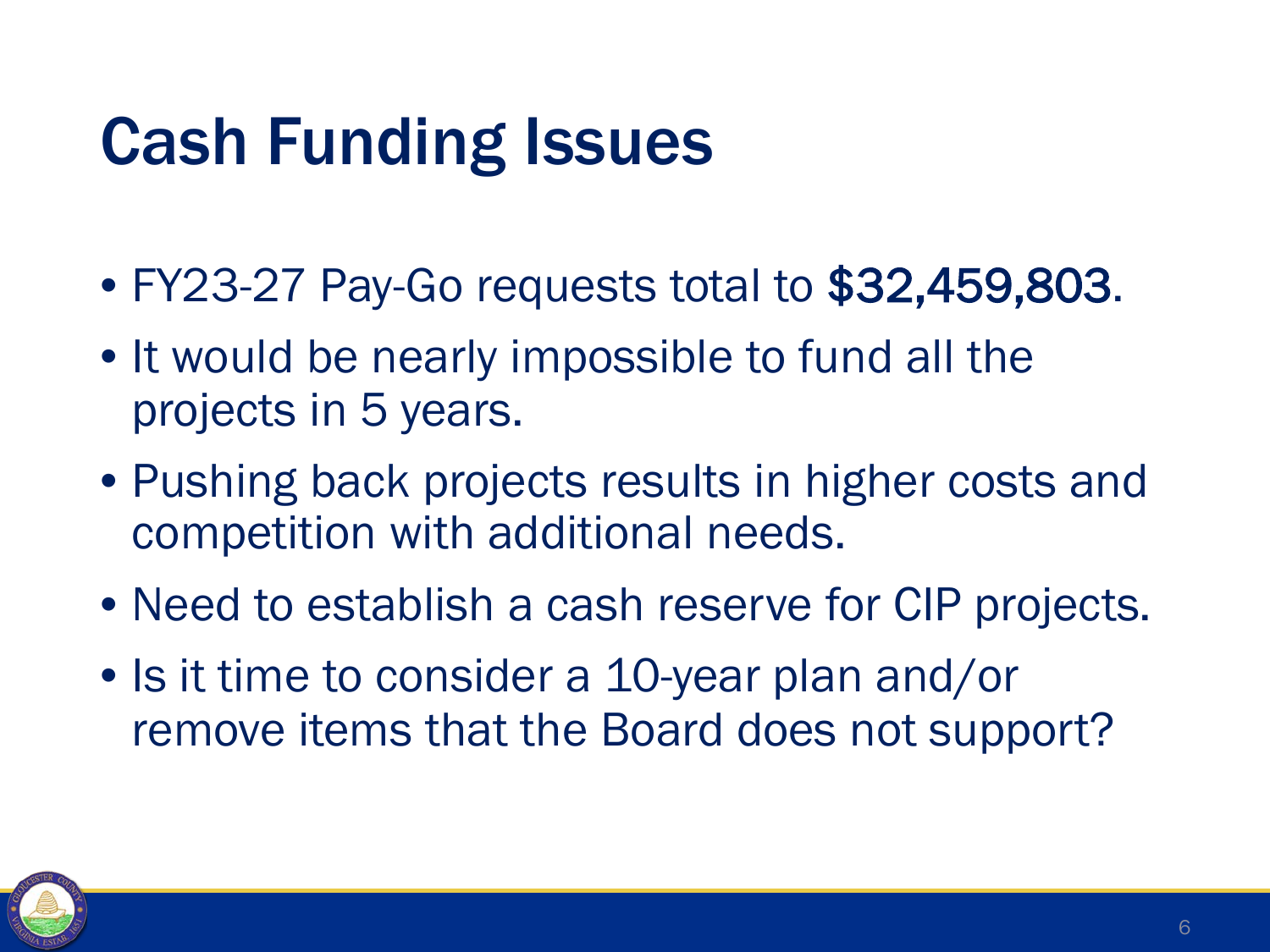# Cash Funding Issues

- FY23-27 Pay-Go requests total to $32,459,803.
- It would be nearly impossible to fund all the projects in 5 years.
- Pushing back projects results in higher costs and competition with additional needs.
- Need to establish a cash reserve for CIP projects.
- Is it time to consider a 10-year plan and/or remove items that the Board does not support?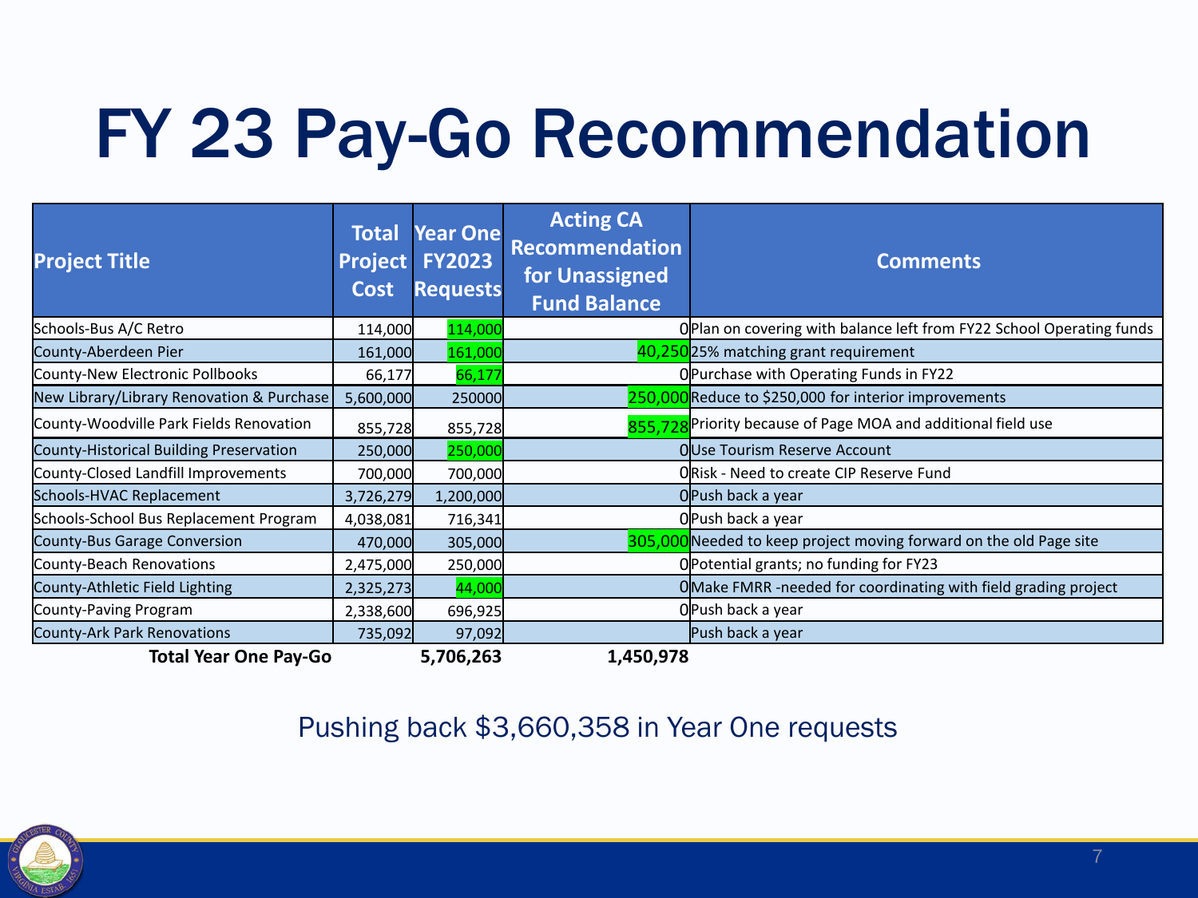# FY 23 Pay-Go Recommendation

| Project Title | Total Project Cost | Year One FY2023 Requests | Acting CA Recommendation for Unassigned Fund Balance | Comments |
|---|---|---|---|---|
| Schools-Bus A/C Retro | 114,000 | 114,000 | 0 | Plan on covering with balance left from FY22 School Operating funds |
| County-Aberdeen Pier | 161,000 | 161,000 | 40,250 | 25% matching grant requirement |
| County-New Electronic Pollbooks | 66,177 | 66,177 | 0 | Purchase with Operating Funds in FY22 |
| New Library/Library Renovation & Purchase | 5,600,000 | 250000 | 250,000 | Reduce to $250,000 for interior improvements |
| County-Woodville Park Fields Renovation | 855,728 | 855,728 | 855,728 | Priority because of Page MOA and additional field use |
| County-Historical Building Preservation | 250,000 | 250,000 | 0 | Use Tourism Reserve Account |
| County-Closed Landfill Improvements | 700,000 | 700,000 | 0 | Risk - Need to create CIP Reserve Fund |
| Schools-HVAC Replacement | 3,726,279 | 1,200,000 | 0 | Push back a year |
| Schools-School Bus Replacement Program | 4,038,081 | 716,341 | 0 | Push back a year |
| County-Bus Garage Conversion | 470,000 | 305,000 | 305,000 | Needed to keep project moving forward on the old Page site |
| County-Beach Renovations | 2,475,000 | 250,000 | 0 | Potential grants; no funding for FY23 |
| County-Athletic Field Lighting | 2,325,273 | 44,000 | 0 | Make FMRR -needed for coordinating with field grading project |
| County-Paving Program | 2,338,600 | 696,925 | 0 | Push back a year |
| County-Ark Park Renovations | 735,092 | 97,092 | | Push back a year |
| **Total Year One Pay-Go** | | **5,706,263** | **1,450,978** | |

Pushing back $3,660,358 in Year One requests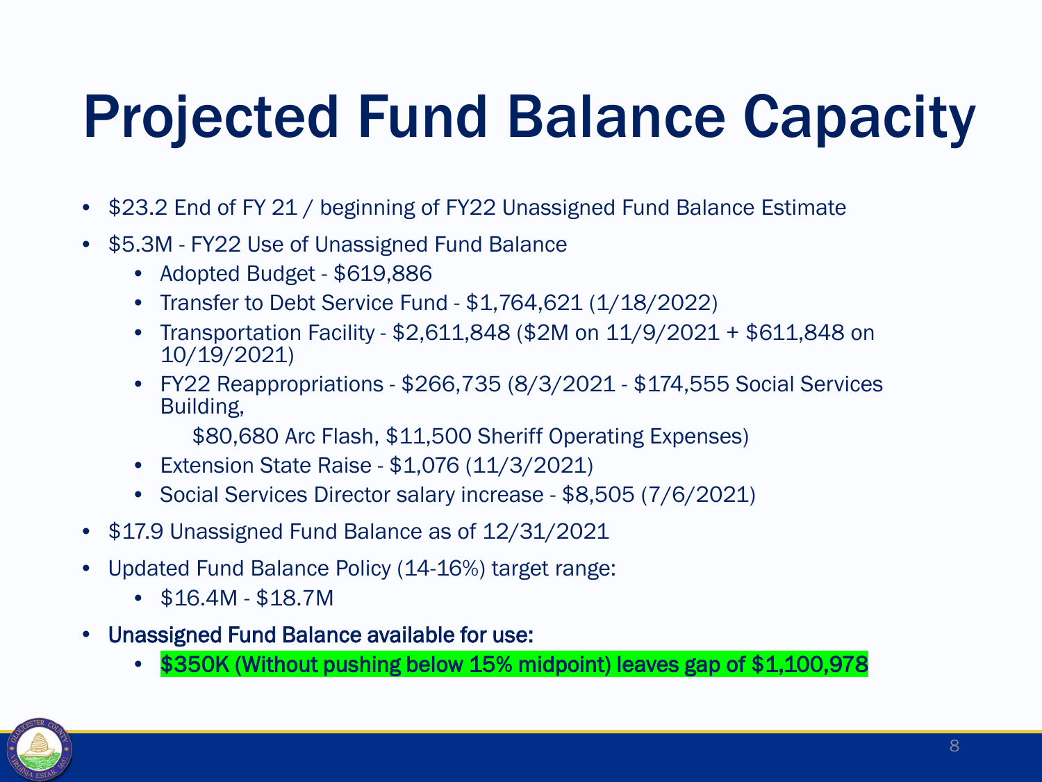# Projected Fund Balance Capacity

- $23.2 End of FY 21 / beginning of FY22 Unassigned Fund Balance Estimate
- $5.3M - FY22 Use of Unassigned Fund Balance
  - Adopted Budget - $619,886
  - Transfer to Debt Service Fund - $1,764,621 (1/18/2022)
  - Transportation Facility - $2,611,848 ($2M on 11/9/2021 + $611,848 on 10/19/2021)
  - FY22 Reappropriations - $266,735 (8/3/2021 - $174,555 Social Services Building,
    $80,680 Arc Flash, $11,500 Sheriff Operating Expenses)
  - Extension State Raise - $1,076 (11/3/2021)
  - Social Services Director salary increase - $8,505 (7/6/2021)
- $17.9 Unassigned Fund Balance as of 12/31/2021
- Updated Fund Balance Policy (14-16%) target range:
  - $16.4M - $18.7M
- Unassigned Fund Balance available for use:
  - **$350K (Without pushing below 15% midpoint) leaves gap of $1,100,978**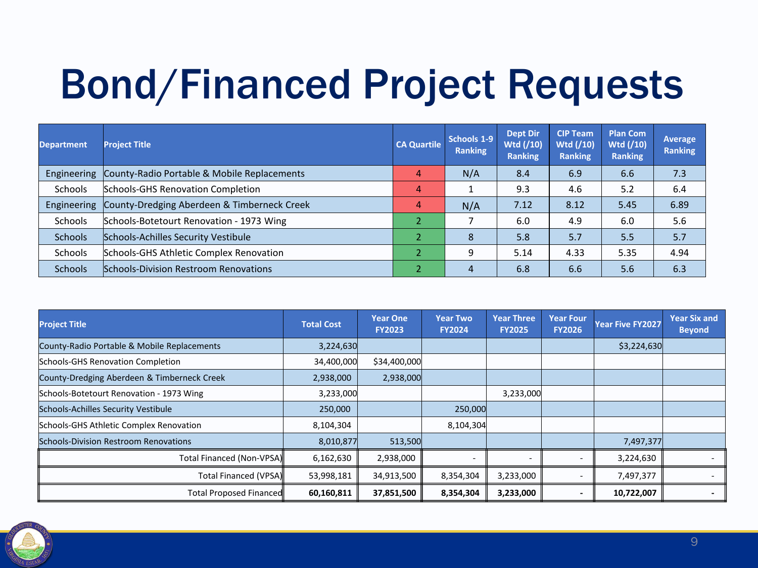# Bond/Financed Project Requests

| Department | Project Title | CA Quartile | Schools 1-9 Ranking | Dept Dir Wtd (/10) Ranking | CIP Team Wtd (/10) Ranking | Plan Com Wtd (/10) Ranking | Average Ranking |
|---|---|---|---|---|---|---|---|
| Engineering | County-Radio Portable & Mobile Replacements | 4 | N/A | 8.4 | 6.9 | 6.6 | 7.3 |
| Schools | Schools-GHS Renovation Completion | 4 | 1 | 9.3 | 4.6 | 5.2 | 6.4 |
| Engineering | County-Dredging Aberdeen & Timberneck Creek | 4 | N/A | 7.12 | 8.12 | 5.45 | 6.89 |
| Schools | Schools-Botetourt Renovation - 1973 Wing | 2 | 7 | 6.0 | 4.9 | 6.0 | 5.6 |
| Schools | Schools-Achilles Security Vestibule | 2 | 8 | 5.8 | 5.7 | 5.5 | 5.7 |
| Schools | Schools-GHS Athletic Complex Renovation | 2 | 9 | 5.14 | 4.33 | 5.35 | 4.94 |
| Schools | Schools-Division Restroom Renovations | 2 | 4 | 6.8 | 6.6 | 5.6 | 6.3 |

| Project Title | Total Cost | Year One FY2023 | Year Two FY2024 | Year Three FY2025 | Year Four FY2026 | Year Five FY2027 | Year Six and Beyond |
|---|---|---|---|---|---|---|---|
| County-Radio Portable & Mobile Replacements | 3,224,630 | | | | | $3,224,630 | |
| Schools-GHS Renovation Completion | 34,400,000 | $34,400,000 | | | | | |
| County-Dredging Aberdeen & Timberneck Creek | 2,938,000 | 2,938,000 | | | | | |
| Schools-Botetourt Renovation - 1973 Wing | 3,233,000 | | | 3,233,000 | | | |
| Schools-Achilles Security Vestibule | 250,000 | | 250,000 | | | | |
| Schools-GHS Athletic Complex Renovation | 8,104,304 | | 8,104,304 | | | | |
| Schools-Division Restroom Renovations | 8,010,877 | 513,500 | | | | 7,497,377 | |
| Total Financed (Non-VPSA) | 6,162,630 | 2,938,000 | - | - | - | 3,224,630 | - |
| Total Financed (VPSA) | 53,998,181 | 34,913,500 | 8,354,304 | 3,233,000 | - | 7,497,377 | - |
| Total Proposed Financed | **60,160,811** | **37,851,500** | **8,354,304** | **3,233,000** | **-** | **10,722,007** | **-** |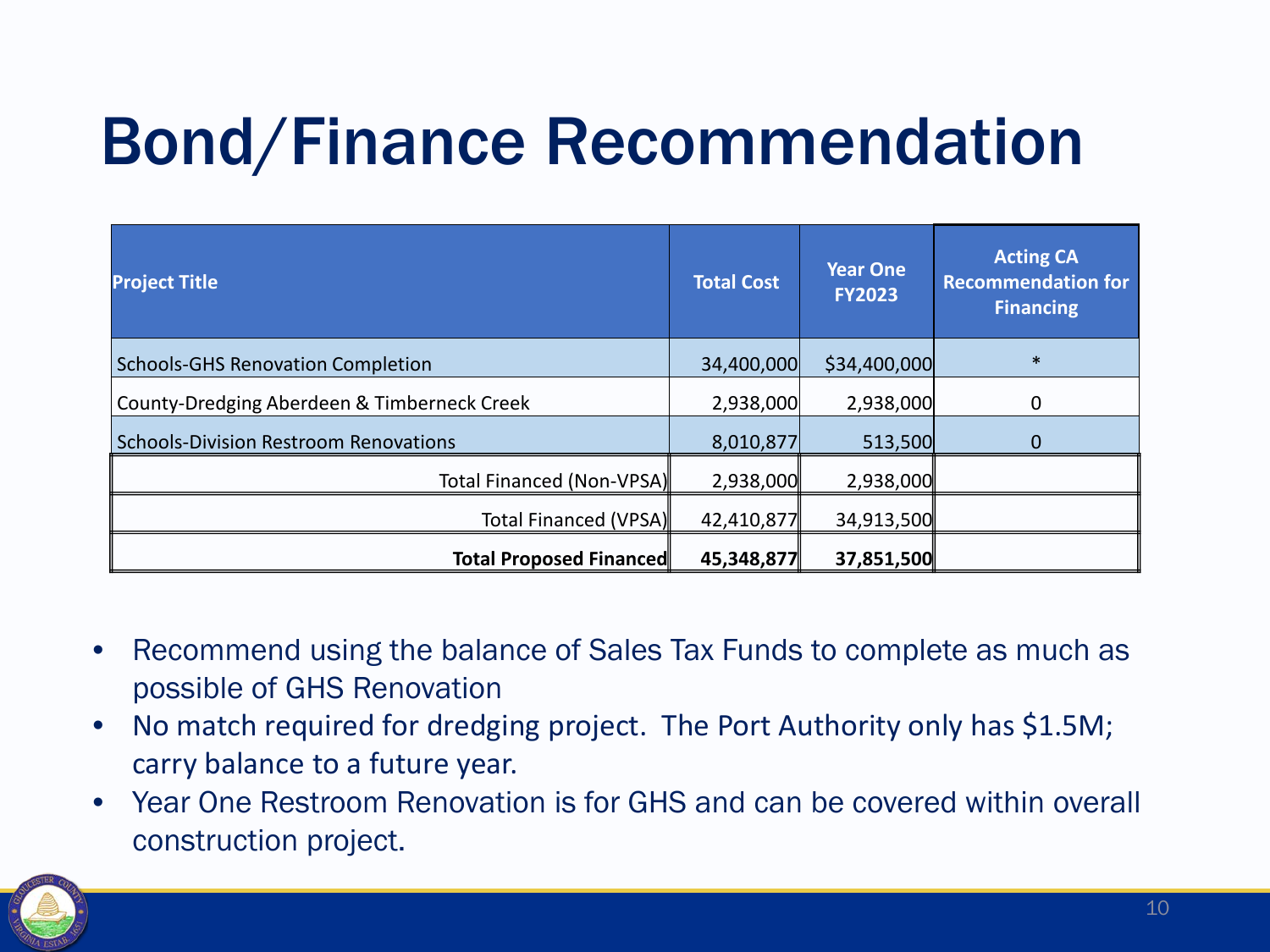# Bond/Finance Recommendation

| Project Title | Total Cost | Year One FY2023 | Acting CA Recommendation for Financing |
|---|---|---|---|
| Schools-GHS Renovation Completion | 34,400,000 | $34,400,000 | * |
| County-Dredging Aberdeen & Timberneck Creek | 2,938,000 | 2,938,000 | 0 |
| Schools-Division Restroom Renovations | 8,010,877 | 513,500 | 0 |
| Total Financed (Non-VPSA) | 2,938,000 | 2,938,000 | |
| Total Financed (VPSA) | 42,410,877 | 34,913,500 | |
| **Total Proposed Financed** | **45,348,877** | **37,851,500** | |

- Recommend using the balance of Sales Tax Funds to complete as much as possible of GHS Renovation
- No match required for dredging project. The Port Authority only has $1.5M; carry balance to a future year.
- Year One Restroom Renovation is for GHS and can be covered within overall construction project.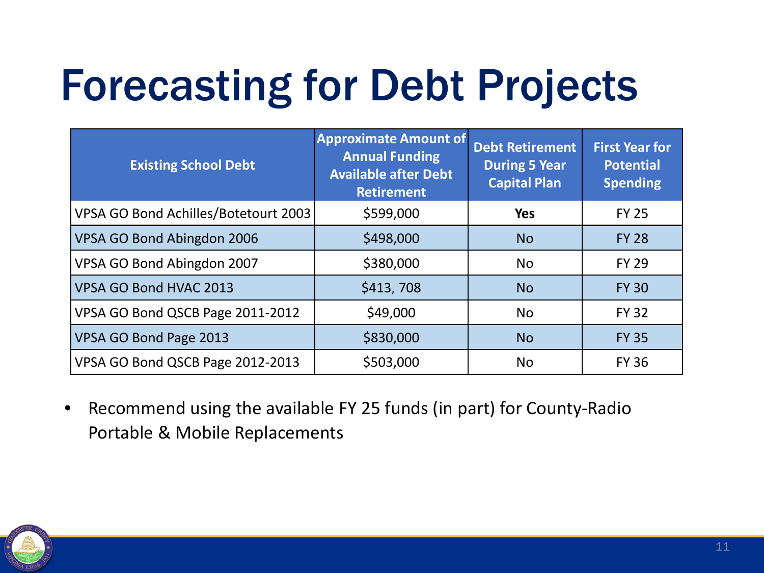# Forecasting for Debt Projects

| Existing School Debt | Approximate Amount of Annual Funding Available after Debt Retirement | Debt Retirement During 5 Year Capital Plan | First Year for Potential Spending |
|---|---|---|---|
| VPSA GO Bond Achilles/Botetourt 2003 | $599,000 | **Yes** | FY 25 |
| VPSA GO Bond Abingdon 2006 | $498,000 | No | FY 28 |
| VPSA GO Bond Abingdon 2007 | $380,000 | No | FY 29 |
| VPSA GO Bond HVAC 2013 | $413, 708 | No | FY 30 |
| VPSA GO Bond QSCB Page 2011-2012 | $49,000 | No | FY 32 |
| VPSA GO Bond Page 2013 | $830,000 | No | FY 35 |
| VPSA GO Bond QSCB Page 2012-2013 | $503,000 | No | FY 36 |

- Recommend using the available FY 25 funds (in part) for County-Radio Portable & Mobile Replacements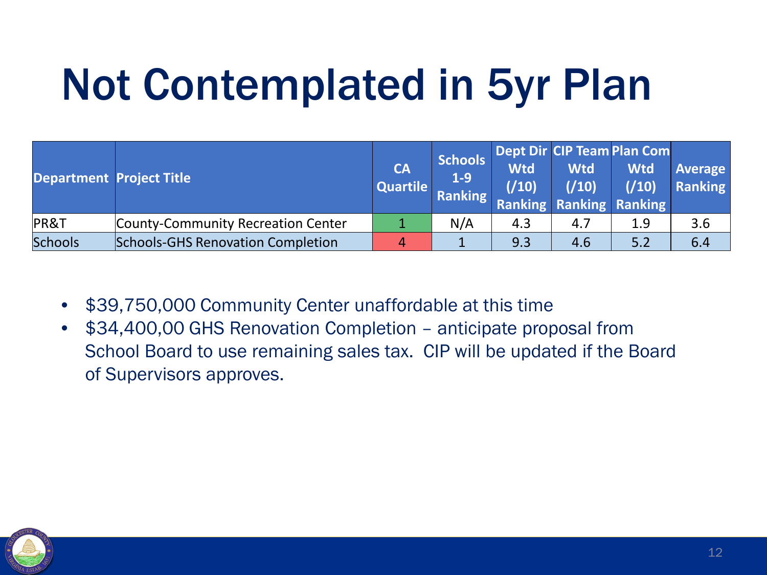# Not Contemplated in 5yr Plan

| Department | Project Title | CA Quartile | Schools 1-9 Ranking | Dept Dir Wtd (/10) Ranking | CIP Team Wtd (/10) Ranking | Plan Com Wtd (/10) Ranking | Average Ranking |
|---|---|---|---|---|---|---|---|
| PR&T | County-Community Recreation Center | 1 | N/A | 4.3 | 4.7 | 1.9 | 3.6 |
| Schools | Schools-GHS Renovation Completion | 4 | 1 | 9.3 | 4.6 | 5.2 | 6.4 |

- $39,750,000 Community Center unaffordable at this time
- $34,400,00 GHS Renovation Completion – anticipate proposal from School Board to use remaining sales tax. CIP will be updated if the Board of Supervisors approves.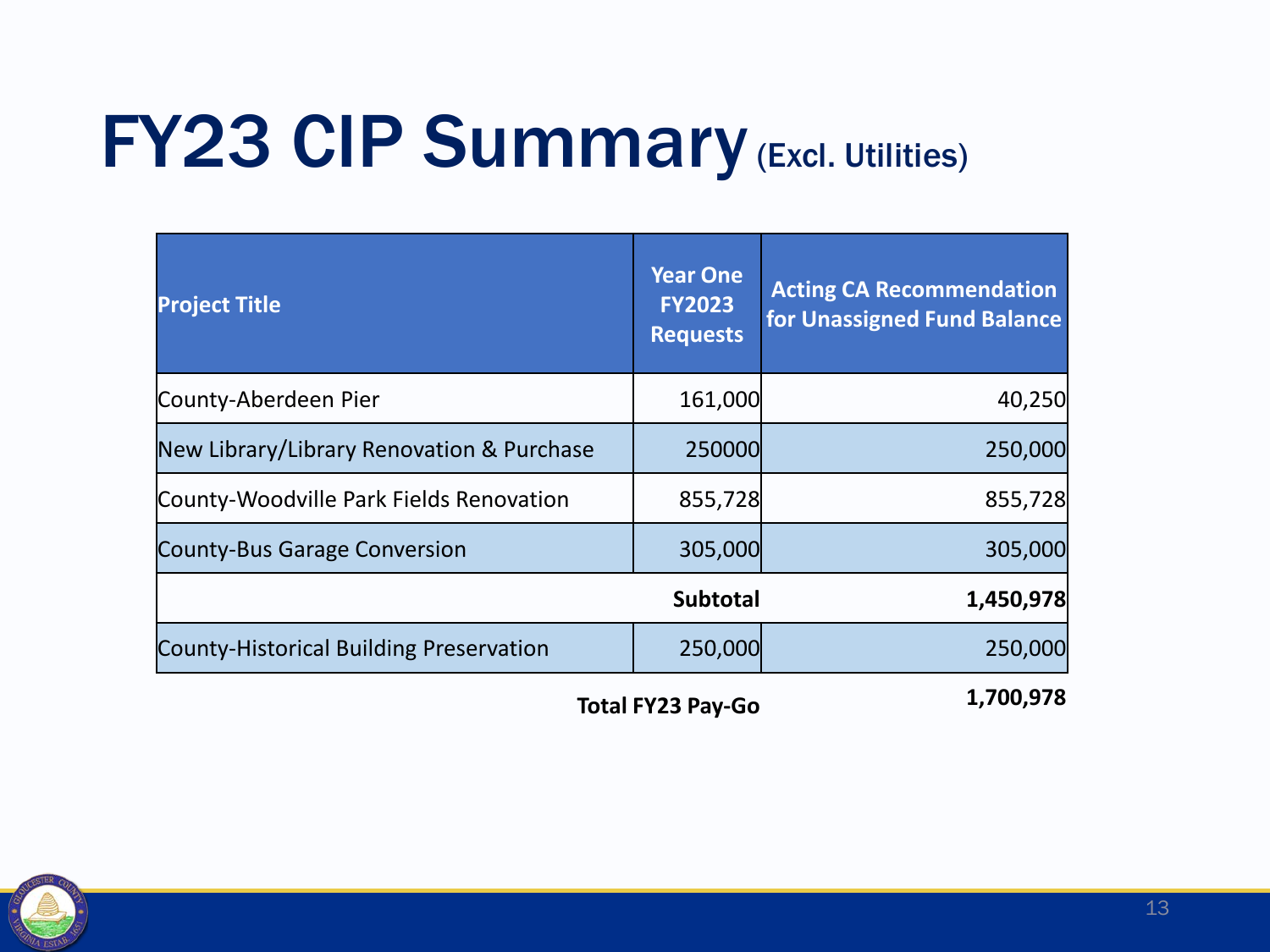# FY23 CIP Summary (Excl. Utilities)

| Project Title | Year One FY2023 Requests | Acting CA Recommendation for Unassigned Fund Balance |
|---|---|---|
| County-Aberdeen Pier | 161,000 | 40,250 |
| New Library/Library Renovation & Purchase | 250000 | 250,000 |
| County-Woodville Park Fields Renovation | 855,728 | 855,728 |
| County-Bus Garage Conversion | 305,000 | 305,000 |
| | **Subtotal** | **1,450,978** |
| County-Historical Building Preservation | 250,000 | 250,000 |
| | **Total FY23 Pay-Go** | **1,700,978** |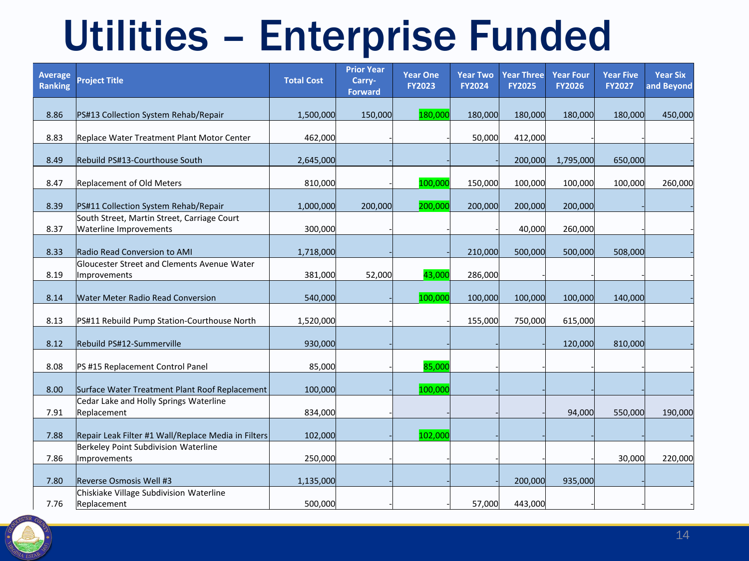# Utilities – Enterprise Funded

| Average Ranking | Project Title | Total Cost | Prior Year Carry-Forward | Year One FY2023 | Year Two FY2024 | Year Three FY2025 | Year Four FY2026 | Year Five FY2027 | Year Six and Beyond |
|---|---|---|---|---|---|---|---|---|---|
| 8.86 | PS#13 Collection System Rehab/Repair | 1,500,000 | 150,000 | 180,000 | 180,000 | 180,000 | 180,000 | 180,000 | 450,000 |
| 8.83 | Replace Water Treatment Plant Motor Center | 462,000 | - | - | 50,000 | 412,000 | - | - | - |
| 8.49 | Rebuild PS#13-Courthouse South | 2,645,000 | - | - | - | 200,000 | 1,795,000 | 650,000 | - |
| 8.47 | Replacement of Old Meters | 810,000 | - | 100,000 | 150,000 | 100,000 | 100,000 | 100,000 | 260,000 |
| 8.39 | PS#11 Collection System Rehab/Repair | 1,000,000 | 200,000 | 200,000 | 200,000 | 200,000 | 200,000 | - | - |
| 8.37 | South Street, Martin Street, Carriage Court Waterline Improvements | 300,000 | - | - | - | 40,000 | 260,000 | - | - |
| 8.33 | Radio Read Conversion to AMI | 1,718,000 | - | - | 210,000 | 500,000 | 500,000 | 508,000 | - |
| 8.19 | Gloucester Street and Clements Avenue Water Improvements | 381,000 | 52,000 | 43,000 | 286,000 | - | - | - | - |
| 8.14 | Water Meter Radio Read Conversion | 540,000 | - | 100,000 | 100,000 | 100,000 | 100,000 | 140,000 | - |
| 8.13 | PS#11 Rebuild Pump Station-Courthouse North | 1,520,000 | - | - | 155,000 | 750,000 | 615,000 | - | - |
| 8.12 | Rebuild PS#12-Summerville | 930,000 | - | - | - | - | 120,000 | 810,000 | - |
| 8.08 | PS #15 Replacement Control Panel | 85,000 | - | 85,000 | - | - | - | - | - |
| 8.00 | Surface Water Treatment Plant Roof Replacement | 100,000 | - | 100,000 | - | - | - | - | - |
| 7.91 | Cedar Lake and Holly Springs Waterline Replacement | 834,000 | - | - | - | - | 94,000 | 550,000 | 190,000 |
| 7.88 | Repair Leak Filter #1 Wall/Replace Media in Filters | 102,000 | - | 102,000 | - | - | - | - | - |
| 7.86 | Berkeley Point Subdivision Waterline Improvements | 250,000 | - | - | - | - | - | 30,000 | 220,000 |
| 7.80 | Reverse Osmosis Well #3 | 1,135,000 | - | - | - | 200,000 | 935,000 | - | - |
| 7.76 | Chiskiake Village Subdivision Waterline Replacement | 500,000 | - | - | 57,000 | 443,000 | - | - | - |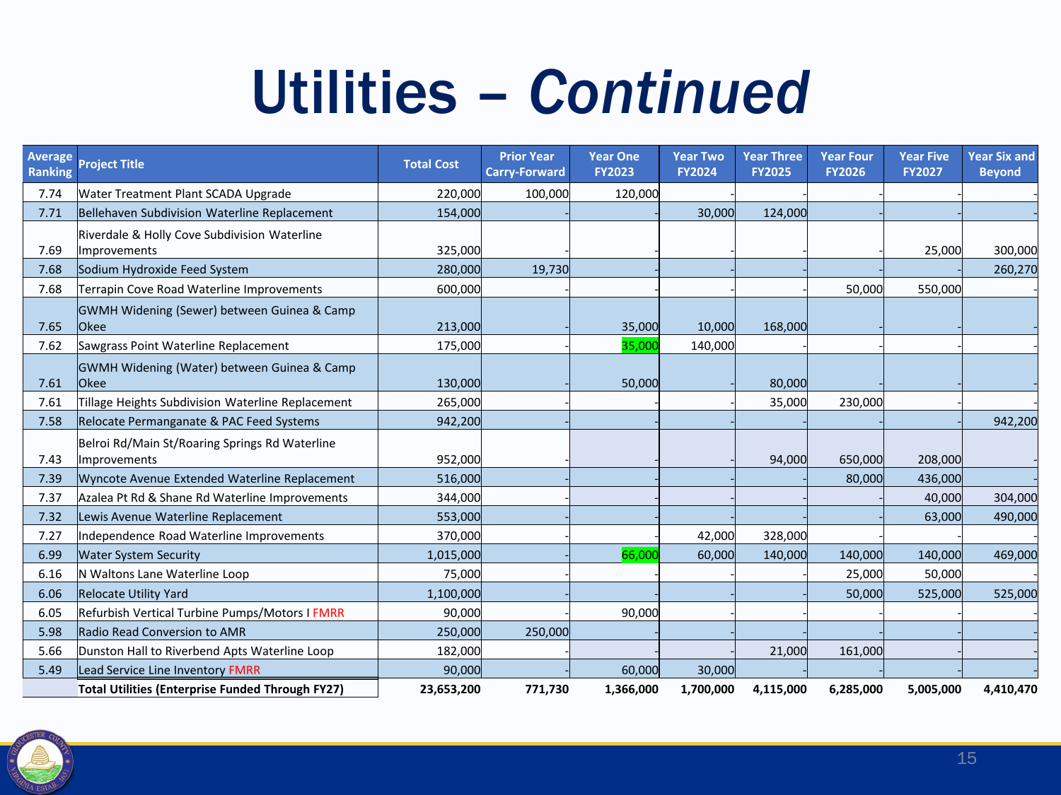# Utilities – *Continued*

| Average Ranking | Project Title | Total Cost | Prior Year Carry-Forward | Year One FY2023 | Year Two FY2024 | Year Three FY2025 | Year Four FY2026 | Year Five FY2027 | Year Six and Beyond |
|---|---|---|---|---|---|---|---|---|---|
| 7.74 | Water Treatment Plant SCADA Upgrade | 220,000 | 100,000 | 120,000 | - | - | - | - | - |
| 7.71 | Bellehaven Subdivision Waterline Replacement | 154,000 | - | - | 30,000 | 124,000 | - | - | - |
| 7.69 | Riverdale & Holly Cove Subdivision Waterline Improvements | 325,000 | - | - | - | - | - | 25,000 | 300,000 |
| 7.68 | Sodium Hydroxide Feed System | 280,000 | 19,730 | - | - | - | - | - | 260,270 |
| 7.68 | Terrapin Cove Road Waterline Improvements | 600,000 | - | - | - | - | 50,000 | 550,000 | - |
| 7.65 | GWMH Widening (Sewer) between Guinea & Camp Okee | 213,000 | - | 35,000 | 10,000 | 168,000 | - | - | - |
| 7.62 | Sawgrass Point Waterline Replacement | 175,000 | - | 35,000 | 140,000 | - | - | - | - |
| 7.61 | GWMH Widening (Water) between Guinea & Camp Okee | 130,000 | - | 50,000 | - | 80,000 | - | - | - |
| 7.61 | Tillage Heights Subdivision Waterline Replacement | 265,000 | - | - | - | 35,000 | 230,000 | - | - |
| 7.58 | Relocate Permanganate & PAC Feed Systems | 942,200 | - | - | - | - | - | - | 942,200 |
| 7.43 | Belroi Rd/Main St/Roaring Springs Rd Waterline Improvements | 952,000 | - | - | - | 94,000 | 650,000 | 208,000 | - |
| 7.39 | Wyncote Avenue Extended Waterline Replacement | 516,000 | - | - | - | - | 80,000 | 436,000 | - |
| 7.37 | Azalea Pt Rd & Shane Rd Waterline Improvements | 344,000 | - | - | - | - | - | 40,000 | 304,000 |
| 7.32 | Lewis Avenue Waterline Replacement | 553,000 | - | - | - | - | - | 63,000 | 490,000 |
| 7.27 | Independence Road Waterline Improvements | 370,000 | - | - | 42,000 | 328,000 | - | - | - |
| 6.99 | Water System Security | 1,015,000 | - | 66,000 | 60,000 | 140,000 | 140,000 | 140,000 | 469,000 |
| 6.16 | N Waltons Lane Waterline Loop | 75,000 | - | - | - | - | 25,000 | 50,000 | - |
| 6.06 | Relocate Utility Yard | 1,100,000 | - | - | - | - | 50,000 | 525,000 | 525,000 |
| 6.05 | Refurbish Vertical Turbine Pumps/Motors I FMRR | 90,000 | - | 90,000 | - | - | - | - | - |
| 5.98 | Radio Read Conversion to AMR | 250,000 | 250,000 | - | - | - | - | - | - |
| 5.66 | Dunston Hall to Riverbend Apts Waterline Loop | 182,000 | - | - | - | 21,000 | 161,000 | - | - |
| 5.49 | Lead Service Line Inventory FMRR | 90,000 | - | 60,000 | 30,000 | - | - | - | - |
| | **Total Utilities (Enterprise Funded Through FY27)** | **23,653,200** | **771,730** | **1,366,000** | **1,700,000** | **4,115,000** | **6,285,000** | **5,005,000** | **4,410,470** |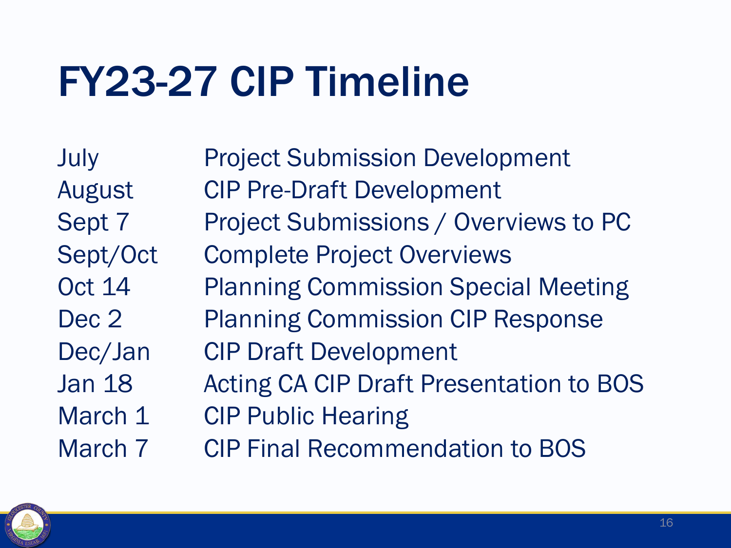# FY23-27 CIP Timeline

| | |
|---|---|
| July | Project Submission Development |
| August | CIP Pre-Draft Development |
| Sept 7 | Project Submissions / Overviews to PC |
| Sept/Oct | Complete Project Overviews |
| Oct 14 | Planning Commission Special Meeting |
| Dec 2 | Planning Commission CIP Response |
| Dec/Jan | CIP Draft Development |
| Jan 18 | Acting CA CIP Draft Presentation to BOS |
| March 1 | CIP Public Hearing |
| March 7 | CIP Final Recommendation to BOS |